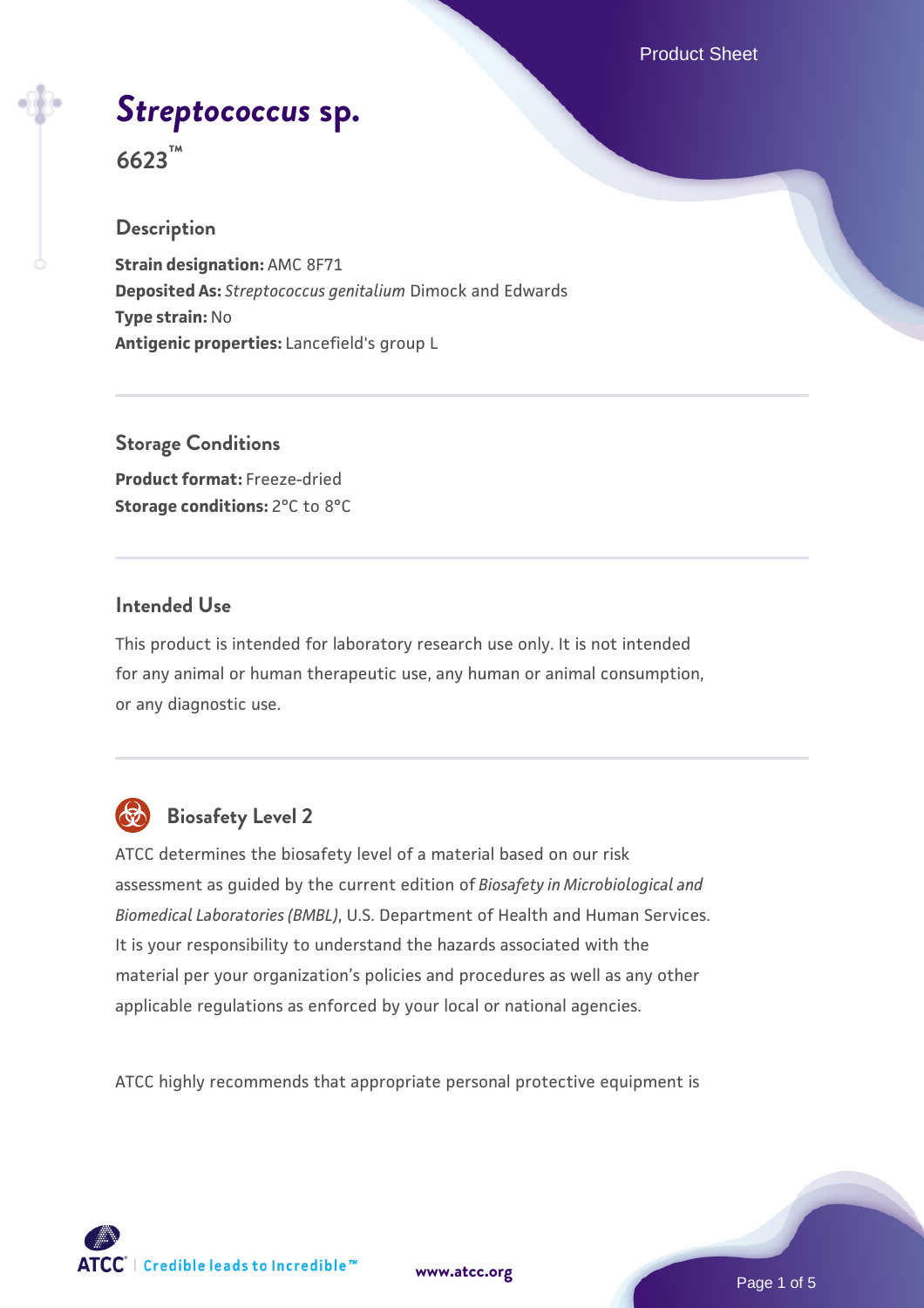# *Streptococcus* sp.

**6623™**

## Description

**Strain designation:** AMC 8F71
**Deposited As:** *Streptococcus genitalium* Dimock and Edwards
**Type strain:** No
**Antigenic properties:** Lancefield's group L

## Storage Conditions

**Product format:** Freeze-dried
**Storage conditions:** 2°C to 8°C

## Intended Use

This product is intended for laboratory research use only. It is not intended for any animal or human therapeutic use, any human or animal consumption, or any diagnostic use.

## Biosafety Level 2

ATCC determines the biosafety level of a material based on our risk assessment as guided by the current edition of *Biosafety in Microbiological and Biomedical Laboratories (BMBL)*, U.S. Department of Health and Human Services. It is your responsibility to understand the hazards associated with the material per your organization's policies and procedures as well as any other applicable regulations as enforced by your local or national agencies.

ATCC highly recommends that appropriate personal protective equipment is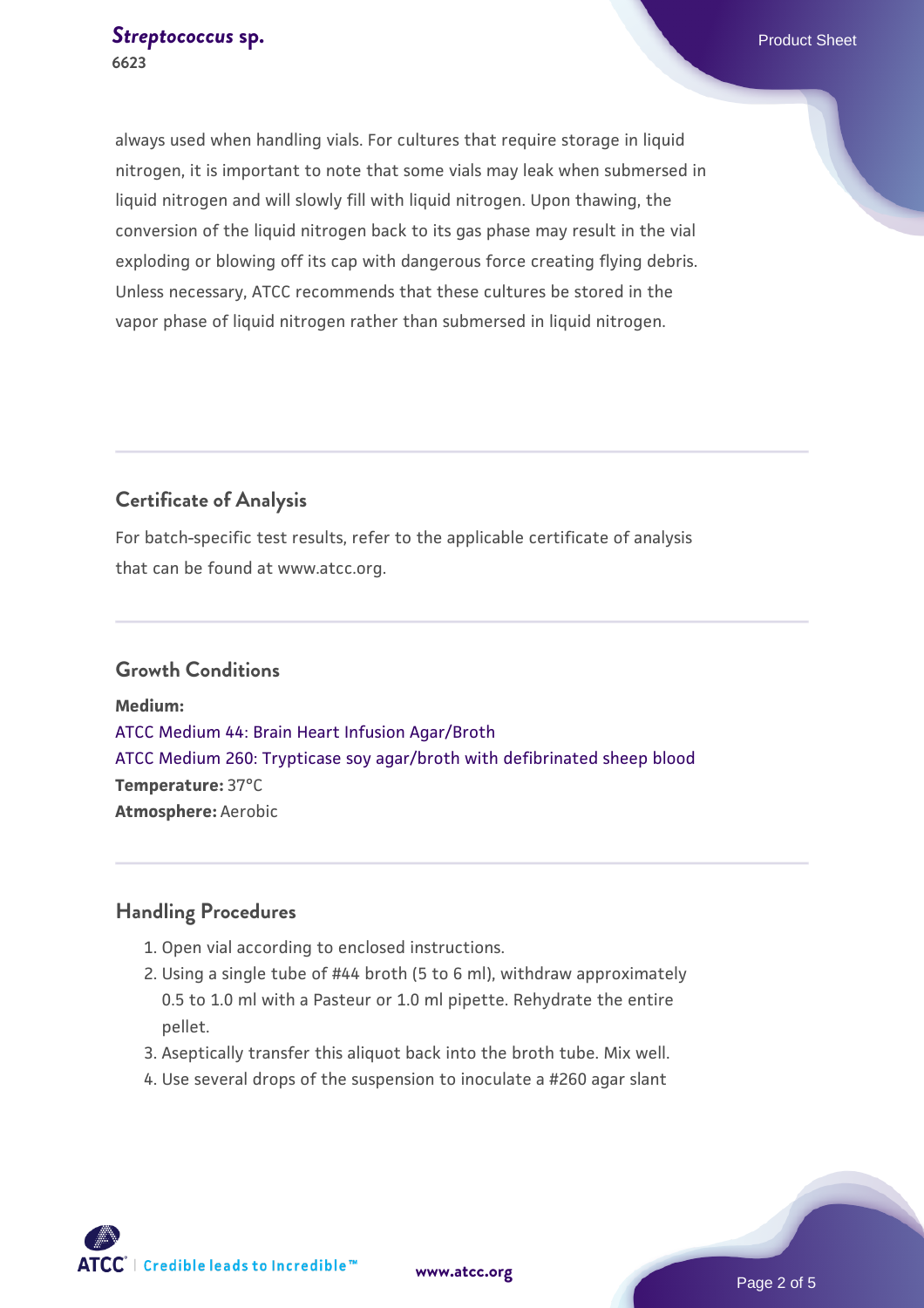always used when handling vials. For cultures that require storage in liquid nitrogen, it is important to note that some vials may leak when submersed in liquid nitrogen and will slowly fill with liquid nitrogen. Upon thawing, the conversion of the liquid nitrogen back to its gas phase may result in the vial exploding or blowing off its cap with dangerous force creating flying debris. Unless necessary, ATCC recommends that these cultures be stored in the vapor phase of liquid nitrogen rather than submersed in liquid nitrogen.

## Certificate of Analysis

For batch-specific test results, refer to the applicable certificate of analysis that can be found at www.atcc.org.

## Growth Conditions

**Medium:**
ATCC Medium 44: Brain Heart Infusion Agar/Broth
ATCC Medium 260: Trypticase soy agar/broth with defibrinated sheep blood
**Temperature:** 37°C
**Atmosphere:** Aerobic

## Handling Procedures

1. Open vial according to enclosed instructions.
2. Using a single tube of #44 broth (5 to 6 ml), withdraw approximately 0.5 to 1.0 ml with a Pasteur or 1.0 ml pipette. Rehydrate the entire pellet.
3. Aseptically transfer this aliquot back into the broth tube. Mix well.
4. Use several drops of the suspension to inoculate a #260 agar slant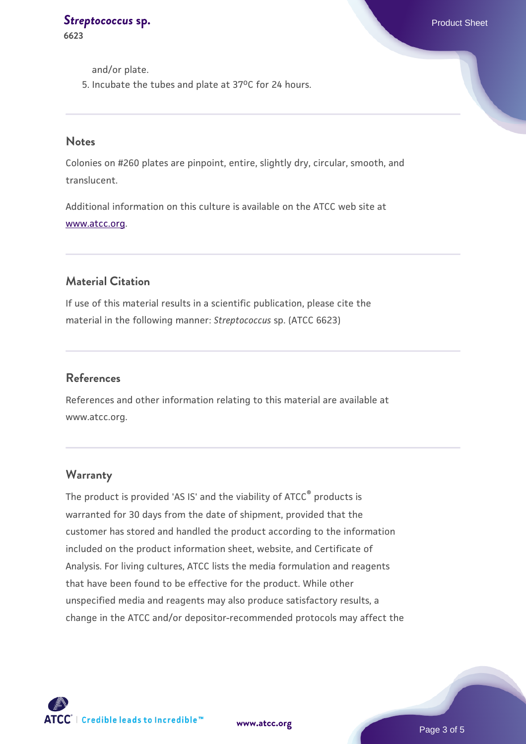and/or plate.

5. Incubate the tubes and plate at 37ºC for 24 hours.

## Notes

Colonies on #260 plates are pinpoint, entire, slightly dry, circular, smooth, and translucent.

Additional information on this culture is available on the ATCC web site at www.atcc.org.

## Material Citation

If use of this material results in a scientific publication, please cite the material in the following manner: *Streptococcus* sp. (ATCC 6623)

## References

References and other information relating to this material are available at www.atcc.org.

## Warranty

The product is provided 'AS IS' and the viability of ATCC® products is warranted for 30 days from the date of shipment, provided that the customer has stored and handled the product according to the information included on the product information sheet, website, and Certificate of Analysis. For living cultures, ATCC lists the media formulation and reagents that have been found to be effective for the product. While other unspecified media and reagents may also produce satisfactory results, a change in the ATCC and/or depositor-recommended protocols may affect the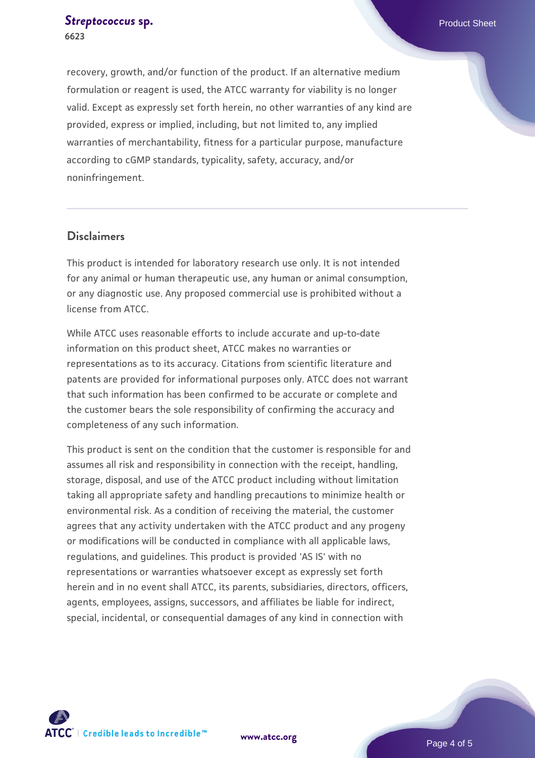recovery, growth, and/or function of the product. If an alternative medium formulation or reagent is used, the ATCC warranty for viability is no longer valid. Except as expressly set forth herein, no other warranties of any kind are provided, express or implied, including, but not limited to, any implied warranties of merchantability, fitness for a particular purpose, manufacture according to cGMP standards, typicality, safety, accuracy, and/or noninfringement.

## Disclaimers

This product is intended for laboratory research use only. It is not intended for any animal or human therapeutic use, any human or animal consumption, or any diagnostic use. Any proposed commercial use is prohibited without a license from ATCC.

While ATCC uses reasonable efforts to include accurate and up-to-date information on this product sheet, ATCC makes no warranties or representations as to its accuracy. Citations from scientific literature and patents are provided for informational purposes only. ATCC does not warrant that such information has been confirmed to be accurate or complete and the customer bears the sole responsibility of confirming the accuracy and completeness of any such information.

This product is sent on the condition that the customer is responsible for and assumes all risk and responsibility in connection with the receipt, handling, storage, disposal, and use of the ATCC product including without limitation taking all appropriate safety and handling precautions to minimize health or environmental risk. As a condition of receiving the material, the customer agrees that any activity undertaken with the ATCC product and any progeny or modifications will be conducted in compliance with all applicable laws, regulations, and guidelines. This product is provided 'AS IS' with no representations or warranties whatsoever except as expressly set forth herein and in no event shall ATCC, its parents, subsidiaries, directors, officers, agents, employees, assigns, successors, and affiliates be liable for indirect, special, incidental, or consequential damages of any kind in connection with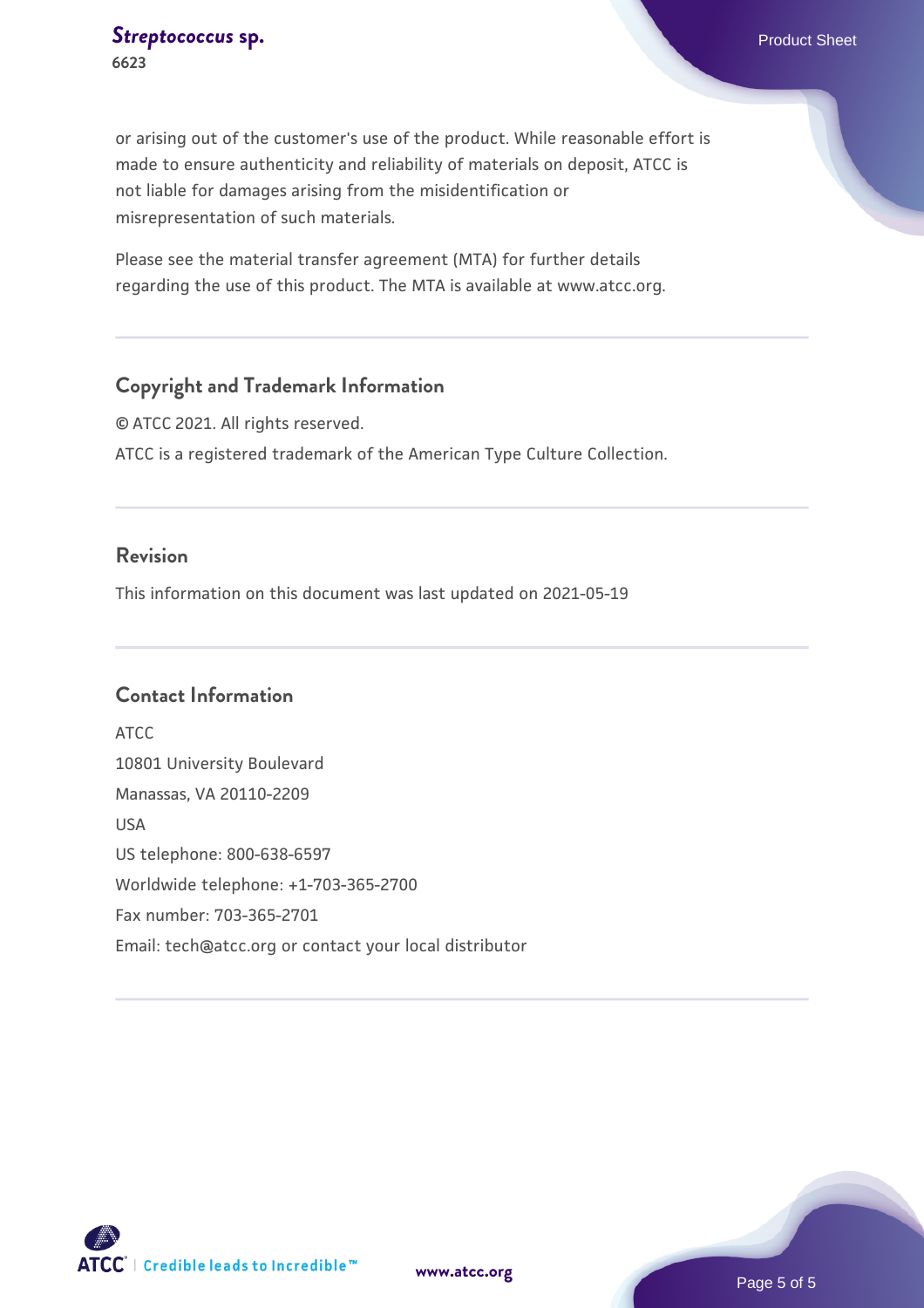or arising out of the customer's use of the product. While reasonable effort is made to ensure authenticity and reliability of materials on deposit, ATCC is not liable for damages arising from the misidentification or misrepresentation of such materials.

Please see the material transfer agreement (MTA) for further details regarding the use of this product. The MTA is available at www.atcc.org.

## Copyright and Trademark Information

© ATCC 2021. All rights reserved.

ATCC is a registered trademark of the American Type Culture Collection.

## Revision

This information on this document was last updated on 2021-05-19

## Contact Information

ATCC

10801 University Boulevard

Manassas, VA 20110-2209

USA

US telephone: 800-638-6597

Worldwide telephone: +1-703-365-2700

Fax number: 703-365-2701

Email: tech@atcc.org or contact your local distributor